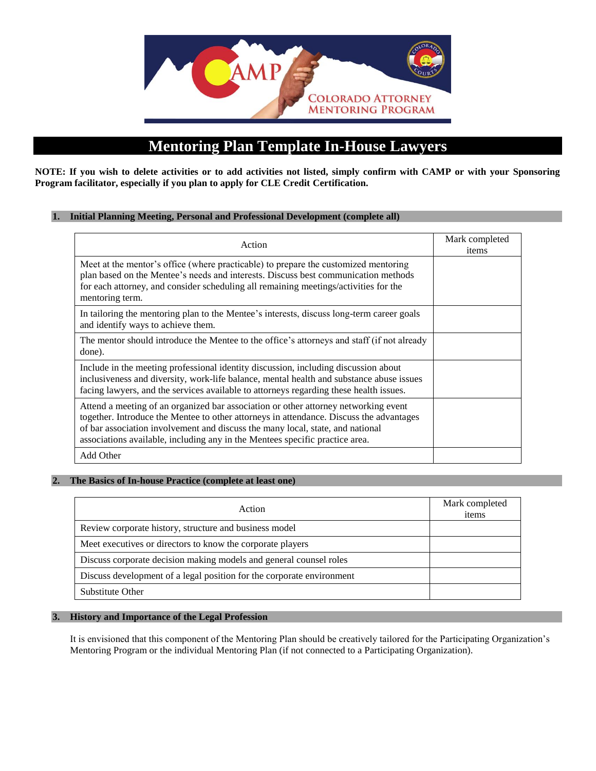# Mentoring Plan Template In-House Lawyers

**NOTE: If you wish to delete activities or to add activities not listed, simply confirm with CAMP or with your Sponsoring Program facilitator, especially if you plan to apply for CLE Credit Certification.**

## 1. Initial Planning Meeting, Personal and Professional Development (complete all)

| Action | Mark completed items |
| --- | --- |
| Meet at the mentor's office (where practicable) to prepare the customized mentoring plan based on the Mentee's needs and interests. Discuss best communication methods for each attorney, and consider scheduling all remaining meetings/activities for the mentoring term. | |
| In tailoring the mentoring plan to the Mentee's interests, discuss long-term career goals and identify ways to achieve them. | |
| The mentor should introduce the Mentee to the office's attorneys and staff (if not already done). | |
| Include in the meeting professional identity discussion, including discussion about inclusiveness and diversity, work-life balance, mental health and substance abuse issues facing lawyers, and the services available to attorneys regarding these health issues. | |
| Attend a meeting of an organized bar association or other attorney networking event together. Introduce the Mentee to other attorneys in attendance. Discuss the advantages of bar association involvement and discuss the many local, state, and national associations available, including any in the Mentees specific practice area. | |
| Add Other | |

## 2. The Basics of In-house Practice (complete at least one)

| Action | Mark completed items |
| --- | --- |
| Review corporate history, structure and business model | |
| Meet executives or directors to know the corporate players | |
| Discuss corporate decision making models and general counsel roles | |
| Discuss development of a legal position for the corporate environment | |
| Substitute Other | |

## 3. History and Importance of the Legal Profession

It is envisioned that this component of the Mentoring Plan should be creatively tailored for the Participating Organization's Mentoring Program or the individual Mentoring Plan (if not connected to a Participating Organization).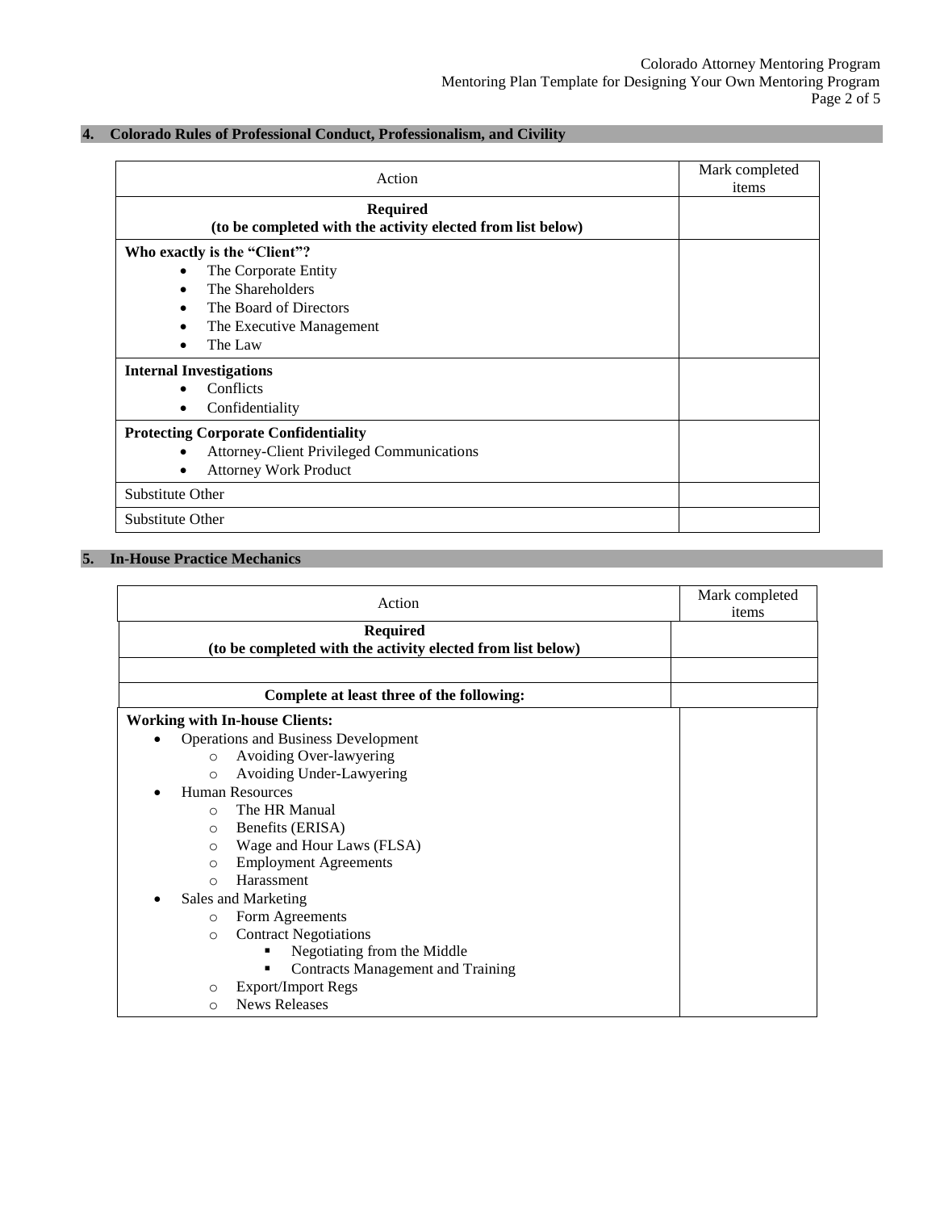## 4. Colorado Rules of Professional Conduct, Professionalism, and Civility

| Action | Mark completed items |
|---|---|
| **Required**<br>**(to be completed with the activity elected from list below)** | |
| **Who exactly is the "Client"?**<br>• The Corporate Entity<br>• The Shareholders<br>• The Board of Directors<br>• The Executive Management<br>• The Law | |
| **Internal Investigations**<br>• Conflicts<br>• Confidentiality | |
| **Protecting Corporate Confidentiality**<br>• Attorney-Client Privileged Communications<br>• Attorney Work Product | |
| Substitute Other | |
| Substitute Other | |

## 5. In-House Practice Mechanics

| Action | Mark completed items |
|---|---|
| **Required**<br>**(to be completed with the activity elected from list below)** | |
| | |
| **Complete at least three of the following:** | |
| **Working with In-house Clients:**<br>• Operations and Business Development<br>&nbsp;&nbsp;&nbsp;&nbsp;○ Avoiding Over-lawyering<br>&nbsp;&nbsp;&nbsp;&nbsp;○ Avoiding Under-Lawyering<br>• Human Resources<br>&nbsp;&nbsp;&nbsp;&nbsp;○ The HR Manual<br>&nbsp;&nbsp;&nbsp;&nbsp;○ Benefits (ERISA)<br>&nbsp;&nbsp;&nbsp;&nbsp;○ Wage and Hour Laws (FLSA)<br>&nbsp;&nbsp;&nbsp;&nbsp;○ Employment Agreements<br>&nbsp;&nbsp;&nbsp;&nbsp;○ Harassment<br>• Sales and Marketing<br>&nbsp;&nbsp;&nbsp;&nbsp;○ Form Agreements<br>&nbsp;&nbsp;&nbsp;&nbsp;○ Contract Negotiations<br>&nbsp;&nbsp;&nbsp;&nbsp;&nbsp;&nbsp;&nbsp;&nbsp;▪ Negotiating from the Middle<br>&nbsp;&nbsp;&nbsp;&nbsp;&nbsp;&nbsp;&nbsp;&nbsp;▪ Contracts Management and Training<br>&nbsp;&nbsp;&nbsp;&nbsp;○ Export/Import Regs<br>&nbsp;&nbsp;&nbsp;&nbsp;○ News Releases | |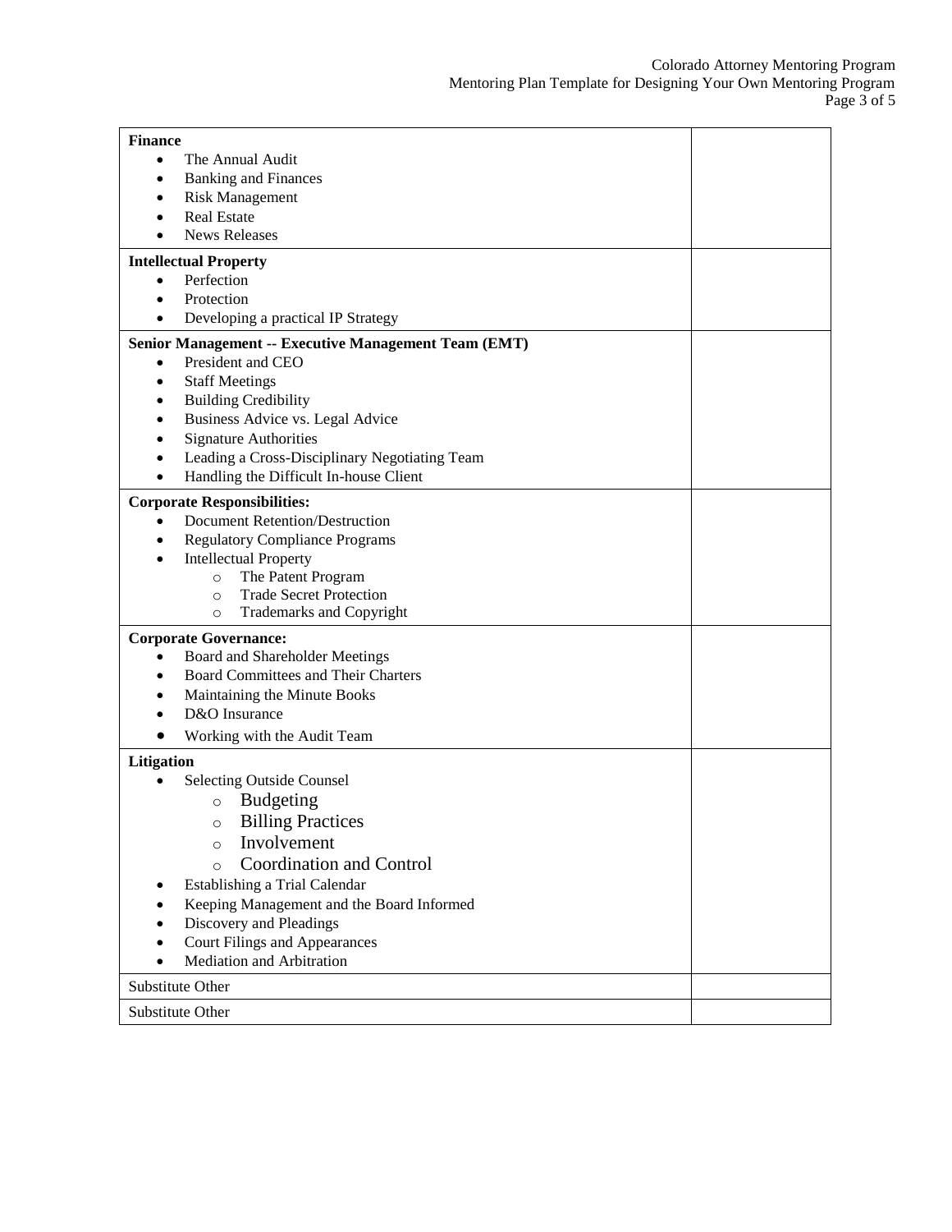| | |
|---|---|
| **Finance**<br>• The Annual Audit<br>• Banking and Finances<br>• Risk Management<br>• Real Estate<br>• News Releases | |
| **Intellectual Property**<br>• Perfection<br>• Protection<br>• Developing a practical IP Strategy | |
| **Senior Management -- Executive Management Team (EMT)**<br>• President and CEO<br>• Staff Meetings<br>• Building Credibility<br>• Business Advice vs. Legal Advice<br>• Signature Authorities<br>• Leading a Cross-Disciplinary Negotiating Team<br>• Handling the Difficult In-house Client | |
| **Corporate Responsibilities:**<br>• Document Retention/Destruction<br>• Regulatory Compliance Programs<br>• Intellectual Property<br>&nbsp;&nbsp;&nbsp;&nbsp;○ The Patent Program<br>&nbsp;&nbsp;&nbsp;&nbsp;○ Trade Secret Protection<br>&nbsp;&nbsp;&nbsp;&nbsp;○ Trademarks and Copyright | |
| **Corporate Governance:**<br>• Board and Shareholder Meetings<br>• Board Committees and Their Charters<br>• Maintaining the Minute Books<br>• D&O Insurance<br>• Working with the Audit Team | |
| **Litigation**<br>• Selecting Outside Counsel<br>&nbsp;&nbsp;&nbsp;&nbsp;○ Budgeting<br>&nbsp;&nbsp;&nbsp;&nbsp;○ Billing Practices<br>&nbsp;&nbsp;&nbsp;&nbsp;○ Involvement<br>&nbsp;&nbsp;&nbsp;&nbsp;○ Coordination and Control<br>• Establishing a Trial Calendar<br>• Keeping Management and the Board Informed<br>• Discovery and Pleadings<br>• Court Filings and Appearances<br>• Mediation and Arbitration | |
| Substitute Other | |
| Substitute Other | |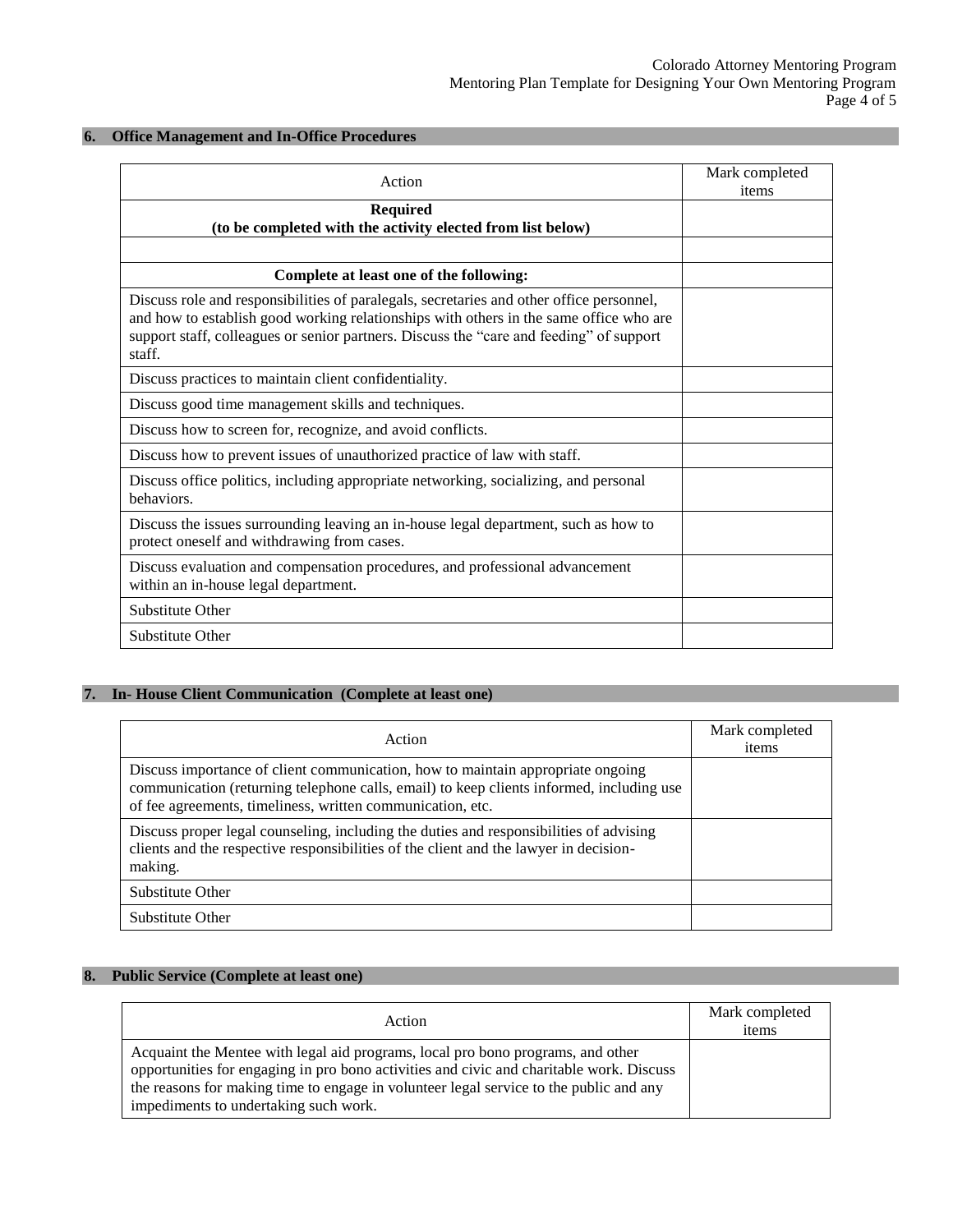## 6. Office Management and In-Office Procedures

| Action | Mark completed items |
| --- | --- |
| **Required (to be completed with the activity elected from list below)** | |
| | |
| **Complete at least one of the following:** | |
| Discuss role and responsibilities of paralegals, secretaries and other office personnel, and how to establish good working relationships with others in the same office who are support staff, colleagues or senior partners. Discuss the "care and feeding" of support staff. | |
| Discuss practices to maintain client confidentiality. | |
| Discuss good time management skills and techniques. | |
| Discuss how to screen for, recognize, and avoid conflicts. | |
| Discuss how to prevent issues of unauthorized practice of law with staff. | |
| Discuss office politics, including appropriate networking, socializing, and personal behaviors. | |
| Discuss the issues surrounding leaving an in-house legal department, such as how to protect oneself and withdrawing from cases. | |
| Discuss evaluation and compensation procedures, and professional advancement within an in-house legal department. | |
| Substitute Other | |
| Substitute Other | |

## 7. In- House Client Communication (Complete at least one)

| Action | Mark completed items |
| --- | --- |
| Discuss importance of client communication, how to maintain appropriate ongoing communication (returning telephone calls, email) to keep clients informed, including use of fee agreements, timeliness, written communication, etc. | |
| Discuss proper legal counseling, including the duties and responsibilities of advising clients and the respective responsibilities of the client and the lawyer in decision-making. | |
| Substitute Other | |
| Substitute Other | |

## 8. Public Service (Complete at least one)

| Action | Mark completed items |
| --- | --- |
| Acquaint the Mentee with legal aid programs, local pro bono programs, and other opportunities for engaging in pro bono activities and civic and charitable work. Discuss the reasons for making time to engage in volunteer legal service to the public and any impediments to undertaking such work. | |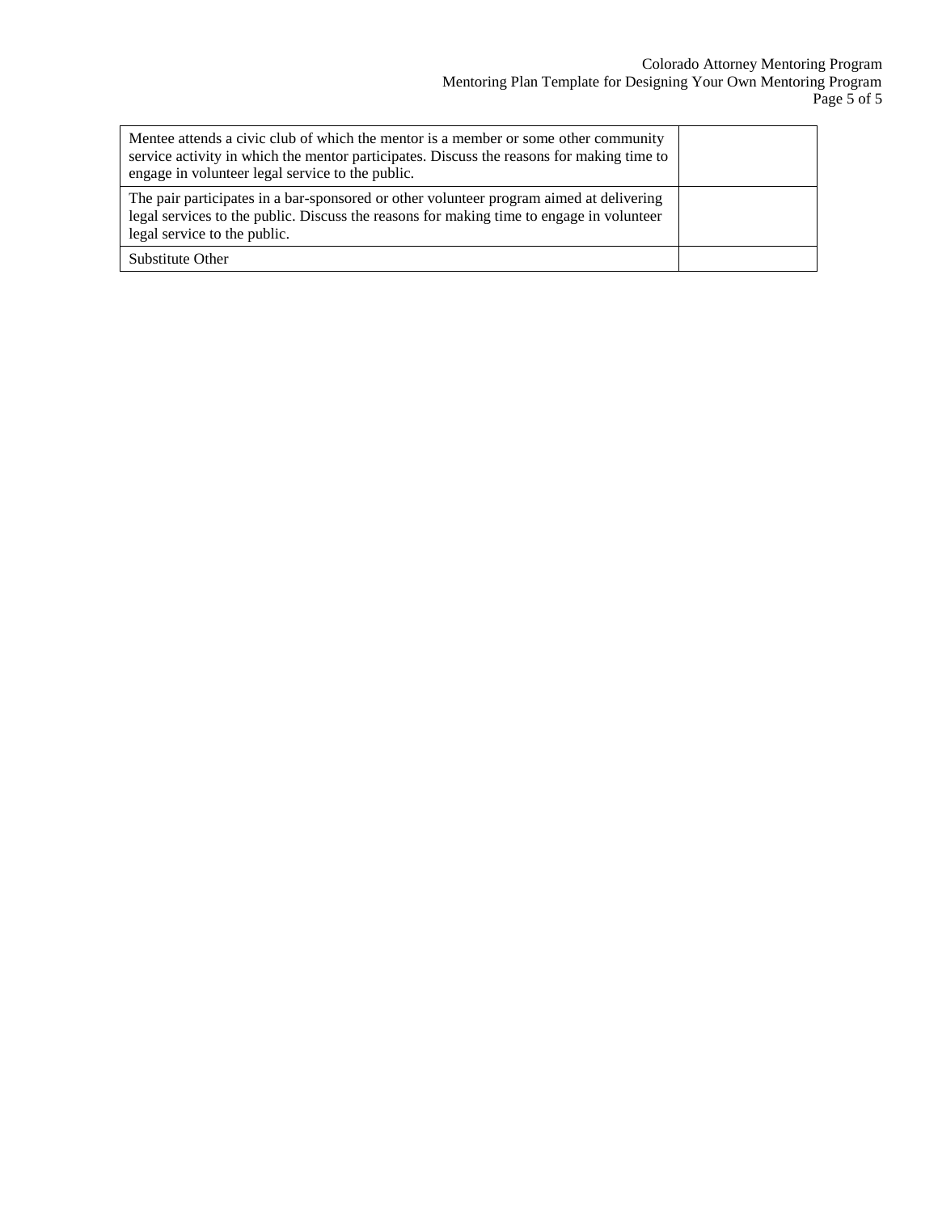| | |
|---|---|
| Mentee attends a civic club of which the mentor is a member or some other community service activity in which the mentor participates. Discuss the reasons for making time to engage in volunteer legal service to the public. | |
| The pair participates in a bar-sponsored or other volunteer program aimed at delivering legal services to the public. Discuss the reasons for making time to engage in volunteer legal service to the public. | |
| Substitute Other | |